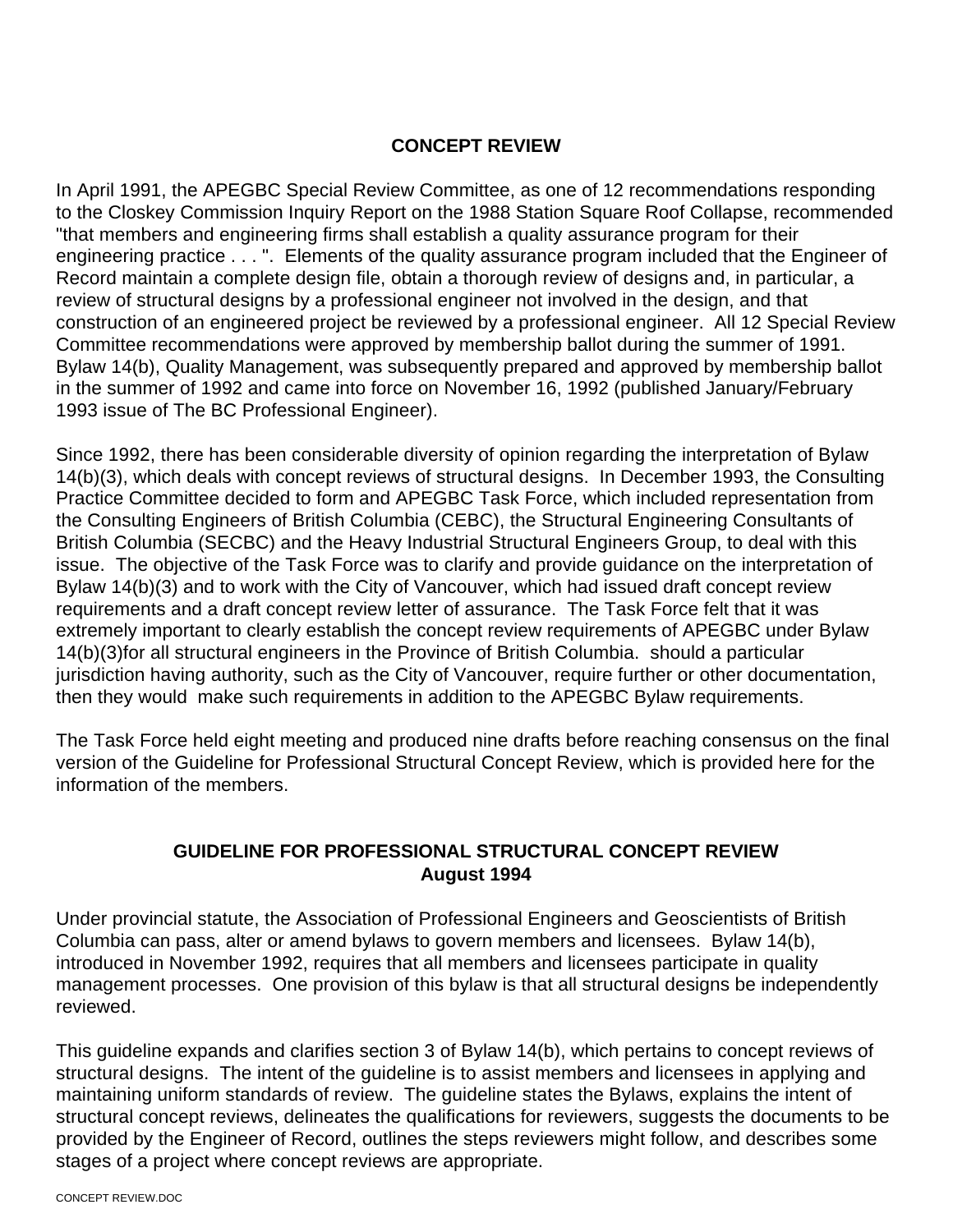# CONCEPT REVIEW

In April 1991, the APEGBC Special Review Committee, as one of 12 recommendations responding to the Closkey Commission Inquiry Report on the 1988 Station Square Roof Collapse, recommended "that members and engineering firms shall establish a quality assurance program for their engineering practice . . . ". Elements of the quality assurance program included that the Engineer of Record maintain a complete design file, obtain a thorough review of designs and, in particular, a review of structural designs by a professional engineer not involved in the design, and that construction of an engineered project be reviewed by a professional engineer. All 12 Special Review Committee recommendations were approved by membership ballot during the summer of 1991. Bylaw 14(b), Quality Management, was subsequently prepared and approved by membership ballot in the summer of 1992 and came into force on November 16, 1992 (published January/February 1993 issue of The BC Professional Engineer).

Since 1992, there has been considerable diversity of opinion regarding the interpretation of Bylaw 14(b)(3), which deals with concept reviews of structural designs. In December 1993, the Consulting Practice Committee decided to form and APEGBC Task Force, which included representation from the Consulting Engineers of British Columbia (CEBC), the Structural Engineering Consultants of British Columbia (SECBC) and the Heavy Industrial Structural Engineers Group, to deal with this issue. The objective of the Task Force was to clarify and provide guidance on the interpretation of Bylaw 14(b)(3) and to work with the City of Vancouver, which had issued draft concept review requirements and a draft concept review letter of assurance. The Task Force felt that it was extremely important to clearly establish the concept review requirements of APEGBC under Bylaw 14(b)(3)for all structural engineers in the Province of British Columbia. should a particular jurisdiction having authority, such as the City of Vancouver, require further or other documentation, then they would make such requirements in addition to the APEGBC Bylaw requirements.

The Task Force held eight meeting and produced nine drafts before reaching consensus on the final version of the Guideline for Professional Structural Concept Review, which is provided here for the information of the members.

## GUIDELINE FOR PROFESSIONAL STRUCTURAL CONCEPT REVIEW
**August 1994**

Under provincial statute, the Association of Professional Engineers and Geoscientists of British Columbia can pass, alter or amend bylaws to govern members and licensees. Bylaw 14(b), introduced in November 1992, requires that all members and licensees participate in quality management processes. One provision of this bylaw is that all structural designs be independently reviewed.

This guideline expands and clarifies section 3 of Bylaw 14(b), which pertains to concept reviews of structural designs. The intent of the guideline is to assist members and licensees in applying and maintaining uniform standards of review. The guideline states the Bylaws, explains the intent of structural concept reviews, delineates the qualifications for reviewers, suggests the documents to be provided by the Engineer of Record, outlines the steps reviewers might follow, and describes some stages of a project where concept reviews are appropriate.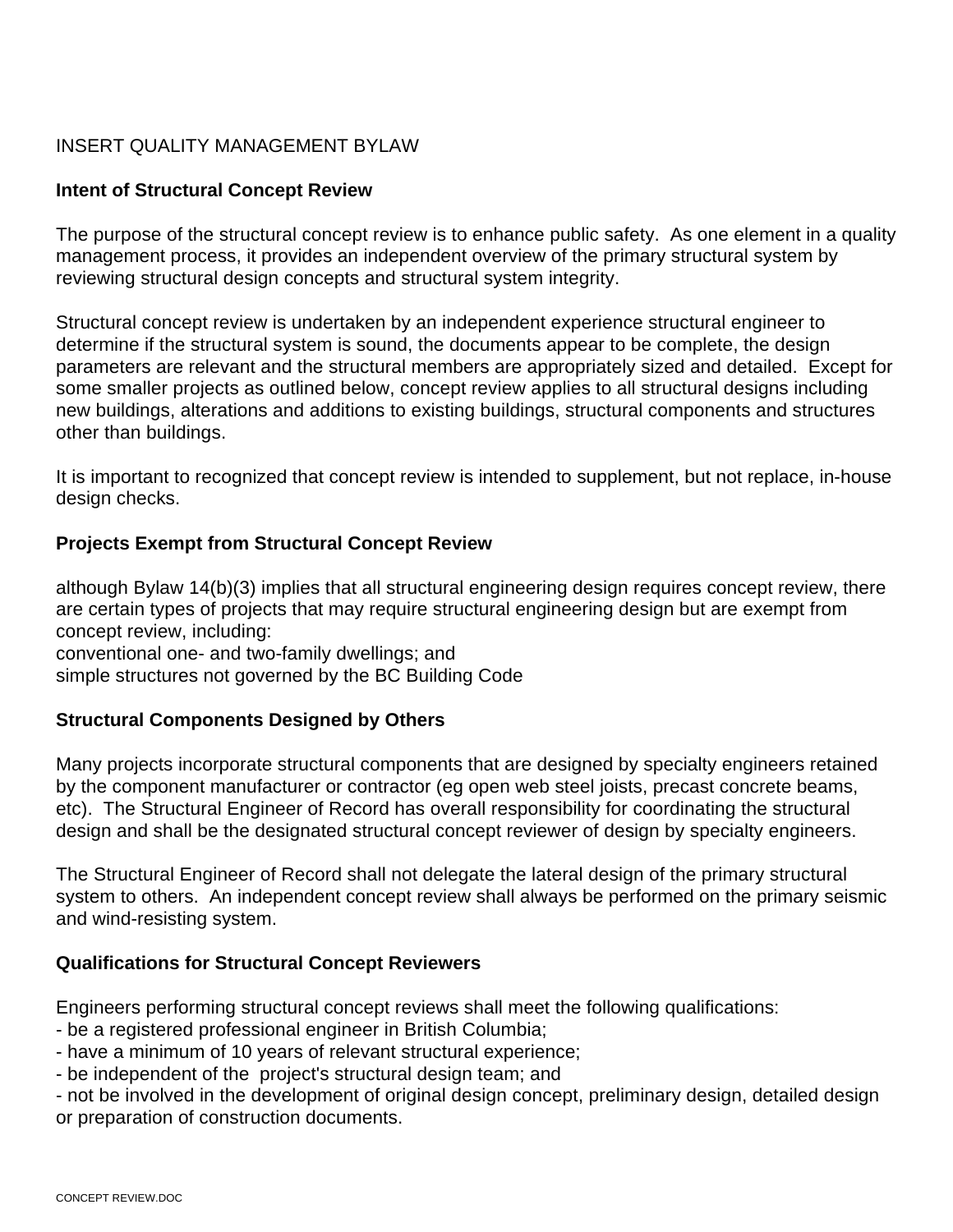INSERT QUALITY MANAGEMENT BYLAW

**Intent of Structural Concept Review**

The purpose of the structural concept review is to enhance public safety. As one element in a quality management process, it provides an independent overview of the primary structural system by reviewing structural design concepts and structural system integrity.

Structural concept review is undertaken by an independent experience structural engineer to determine if the structural system is sound, the documents appear to be complete, the design parameters are relevant and the structural members are appropriately sized and detailed. Except for some smaller projects as outlined below, concept review applies to all structural designs including new buildings, alterations and additions to existing buildings, structural components and structures other than buildings.

It is important to recognized that concept review is intended to supplement, but not replace, in-house design checks.

**Projects Exempt from Structural Concept Review**

although Bylaw 14(b)(3) implies that all structural engineering design requires concept review, there are certain types of projects that may require structural engineering design but are exempt from concept review, including:
conventional one- and two-family dwellings; and
simple structures not governed by the BC Building Code

**Structural Components Designed by Others**

Many projects incorporate structural components that are designed by specialty engineers retained by the component manufacturer or contractor (eg open web steel joists, precast concrete beams, etc). The Structural Engineer of Record has overall responsibility for coordinating the structural design and shall be the designated structural concept reviewer of design by specialty engineers.

The Structural Engineer of Record shall not delegate the lateral design of the primary structural system to others. An independent concept review shall always be performed on the primary seismic and wind-resisting system.

**Qualifications for Structural Concept Reviewers**

Engineers performing structural concept reviews shall meet the following qualifications:
- be a registered professional engineer in British Columbia;
- have a minimum of 10 years of relevant structural experience;
- be independent of the project's structural design team; and
- not be involved in the development of original design concept, preliminary design, detailed design or preparation of construction documents.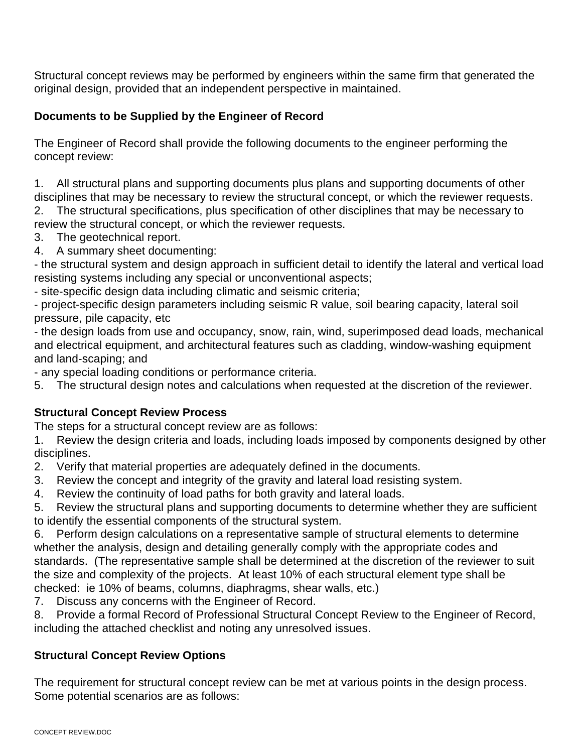Structural concept reviews may be performed by engineers within the same firm that generated the original design, provided that an independent perspective in maintained.

**Documents to be Supplied by the Engineer of Record**

The Engineer of Record shall provide the following documents to the engineer performing the concept review:

1. All structural plans and supporting documents plus plans and supporting documents of other disciplines that may be necessary to review the structural concept, or which the reviewer requests.
2. The structural specifications, plus specification of other disciplines that may be necessary to review the structural concept, or which the reviewer requests.
3. The geotechnical report.
4. A summary sheet documenting:
   - the structural system and design approach in sufficient detail to identify the lateral and vertical load resisting systems including any special or unconventional aspects;
   - site-specific design data including climatic and seismic criteria;
   - project-specific design parameters including seismic R value, soil bearing capacity, lateral soil pressure, pile capacity, etc
   - the design loads from use and occupancy, snow, rain, wind, superimposed dead loads, mechanical and electrical equipment, and architectural features such as cladding, window-washing equipment and land-scaping; and
   - any special loading conditions or performance criteria.
5. The structural design notes and calculations when requested at the discretion of the reviewer.

**Structural Concept Review Process**

The steps for a structural concept review are as follows:

1. Review the design criteria and loads, including loads imposed by components designed by other disciplines.
2. Verify that material properties are adequately defined in the documents.
3. Review the concept and integrity of the gravity and lateral load resisting system.
4. Review the continuity of load paths for both gravity and lateral loads.
5. Review the structural plans and supporting documents to determine whether they are sufficient to identify the essential components of the structural system.
6. Perform design calculations on a representative sample of structural elements to determine whether the analysis, design and detailing generally comply with the appropriate codes and standards. (The representative sample shall be determined at the discretion of the reviewer to suit the size and complexity of the projects. At least 10% of each structural element type shall be checked: ie 10% of beams, columns, diaphragms, shear walls, etc.)
7. Discuss any concerns with the Engineer of Record.
8. Provide a formal Record of Professional Structural Concept Review to the Engineer of Record, including the attached checklist and noting any unresolved issues.

**Structural Concept Review Options**

The requirement for structural concept review can be met at various points in the design process. Some potential scenarios are as follows: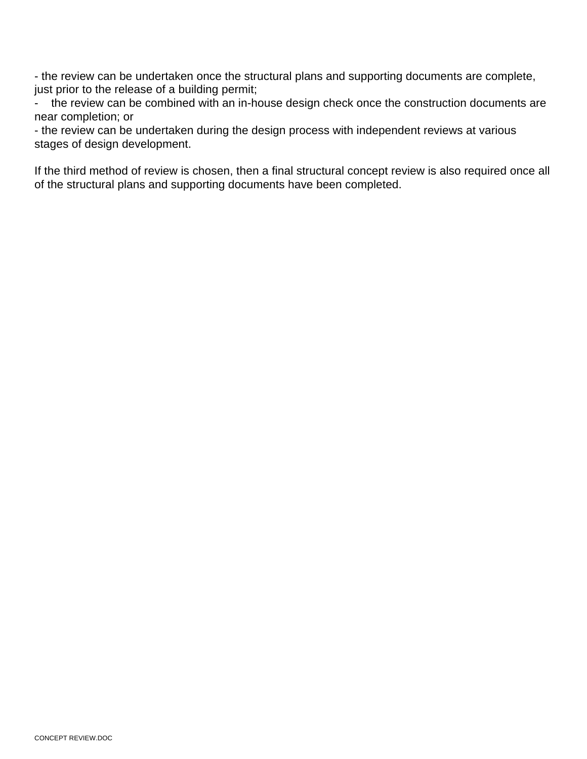- the review can be undertaken once the structural plans and supporting documents are complete, just prior to the release of a building permit;
- the review can be combined with an in-house design check once the construction documents are near completion; or
- the review can be undertaken during the design process with independent reviews at various stages of design development.

If the third method of review is chosen, then a final structural concept review is also required once all of the structural plans and supporting documents have been completed.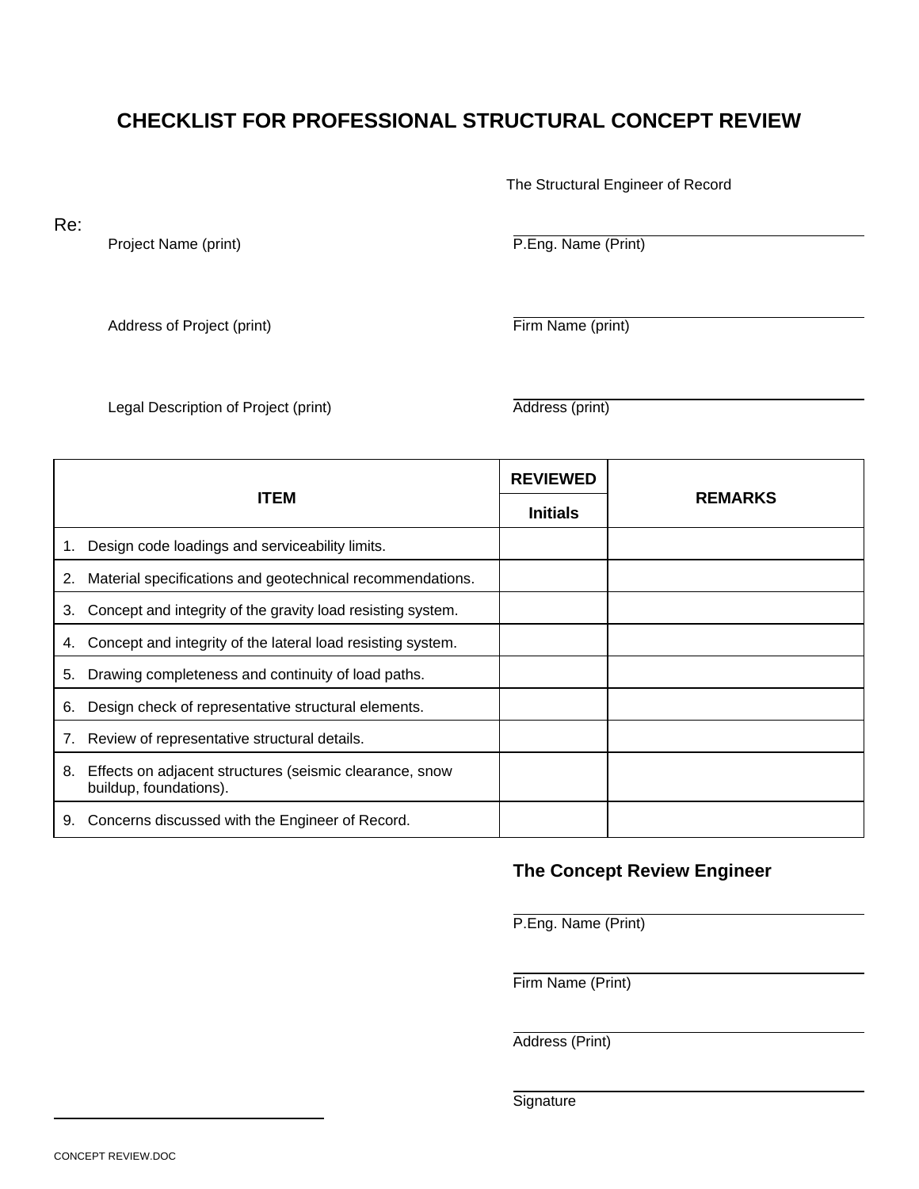# CHECKLIST FOR PROFESSIONAL STRUCTURAL CONCEPT REVIEW

The Structural Engineer of Record

Re:

Project Name (print)

P.Eng. Name (Print)

Address of Project (print)

Firm Name (print)

Legal Description of Project (print)

Address (print)

| ITEM | REVIEWED Initials | REMARKS |
|---|---|---|
| 1. Design code loadings and serviceability limits. | | |
| 2. Material specifications and geotechnical recommendations. | | |
| 3. Concept and integrity of the gravity load resisting system. | | |
| 4. Concept and integrity of the lateral load resisting system. | | |
| 5. Drawing completeness and continuity of load paths. | | |
| 6. Design check of representative structural elements. | | |
| 7. Review of representative structural details. | | |
| 8. Effects on adjacent structures (seismic clearance, snow buildup, foundations). | | |
| 9. Concerns discussed with the Engineer of Record. | | |

## The Concept Review Engineer

P.Eng. Name (Print)

Firm Name (Print)

Address (Print)

Signature

CONCEPT REVIEW.DOC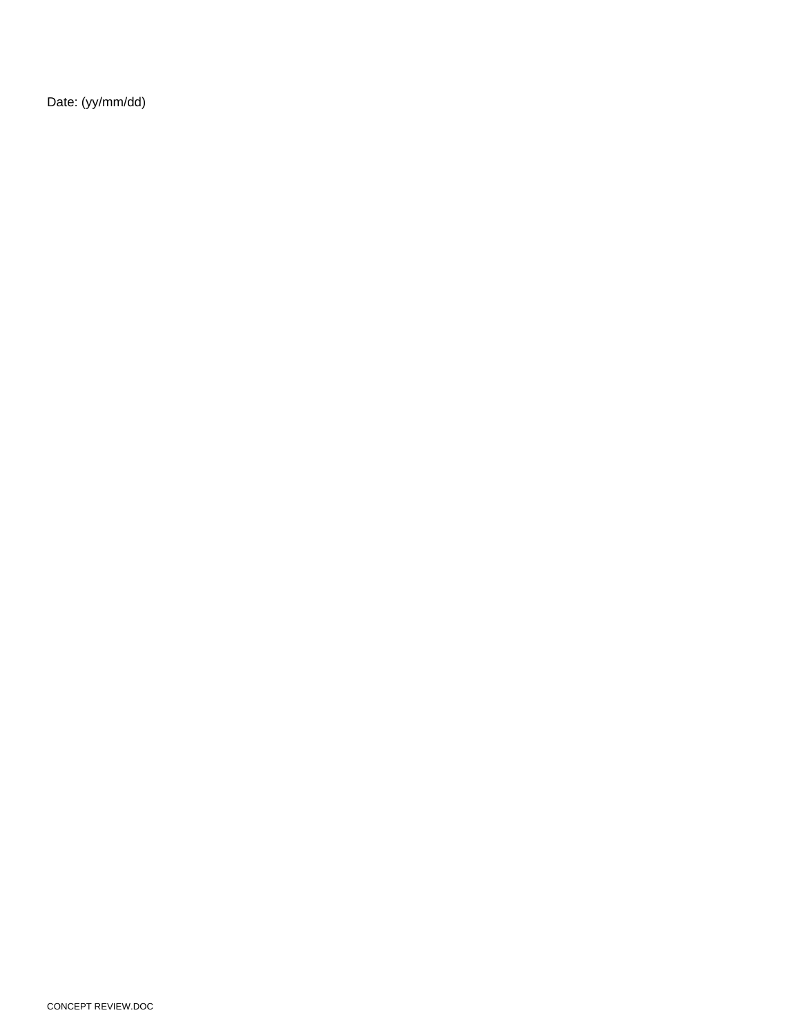Date: (yy/mm/dd)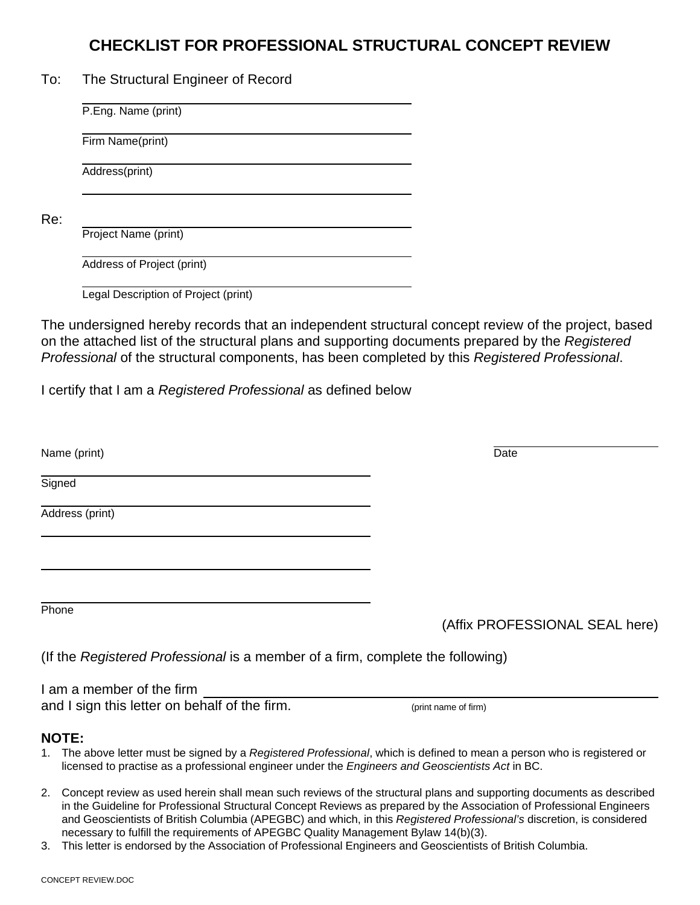# CHECKLIST FOR PROFESSIONAL STRUCTURAL CONCEPT REVIEW

To: The Structural Engineer of Record

\_\_\_\_\_\_\_\_\_\_\_\_\_\_\_\_\_\_\_\_\_\_\_\_\_\_\_\_\_\_\_\_\_\_\_\_\_\_\_\_
P.Eng. Name (print)

\_\_\_\_\_\_\_\_\_\_\_\_\_\_\_\_\_\_\_\_\_\_\_\_\_\_\_\_\_\_\_\_\_\_\_\_\_\_\_\_
Firm Name(print)

\_\_\_\_\_\_\_\_\_\_\_\_\_\_\_\_\_\_\_\_\_\_\_\_\_\_\_\_\_\_\_\_\_\_\_\_\_\_\_\_
Address(print)

\_\_\_\_\_\_\_\_\_\_\_\_\_\_\_\_\_\_\_\_\_\_\_\_\_\_\_\_\_\_\_\_\_\_\_\_\_\_\_\_

Re: \_\_\_\_\_\_\_\_\_\_\_\_\_\_\_\_\_\_\_\_\_\_\_\_\_\_\_\_\_\_\_\_\_\_\_\_\_\_\_\_
Project Name (print)

\_\_\_\_\_\_\_\_\_\_\_\_\_\_\_\_\_\_\_\_\_\_\_\_\_\_\_\_\_\_\_\_\_\_\_\_\_\_\_\_
Address of Project (print)

\_\_\_\_\_\_\_\_\_\_\_\_\_\_\_\_\_\_\_\_\_\_\_\_\_\_\_\_\_\_\_\_\_\_\_\_\_\_\_\_
Legal Description of Project (print)

The undersigned hereby records that an independent structural concept review of the project, based on the attached list of the structural plans and supporting documents prepared by the *Registered Professional* of the structural components, has been completed by this *Registered Professional*.

I certify that I am a *Registered Professional* as defined below

Name (print) \_\_\_\_\_\_\_\_\_\_\_\_\_\_\_\_\_\_\_\_ Date

\_\_\_\_\_\_\_\_\_\_\_\_\_\_\_\_\_\_\_\_\_\_\_\_\_\_\_\_\_\_\_\_\_\_\_\_\_\_\_\_
Signed

\_\_\_\_\_\_\_\_\_\_\_\_\_\_\_\_\_\_\_\_\_\_\_\_\_\_\_\_\_\_\_\_\_\_\_\_\_\_\_\_
Address (print)

\_\_\_\_\_\_\_\_\_\_\_\_\_\_\_\_\_\_\_\_\_\_\_\_\_\_\_\_\_\_\_\_\_\_\_\_\_\_\_\_

\_\_\_\_\_\_\_\_\_\_\_\_\_\_\_\_\_\_\_\_\_\_\_\_\_\_\_\_\_\_\_\_\_\_\_\_\_\_\_\_

\_\_\_\_\_\_\_\_\_\_\_\_\_\_\_\_\_\_\_\_\_\_\_\_\_\_\_\_\_\_\_\_\_\_\_\_\_\_\_\_
Phone

(Affix PROFESSIONAL SEAL here)

(If the *Registered Professional* is a member of a firm, complete the following)

I am a member of the firm \_\_\_\_\_\_\_\_\_\_\_\_\_\_\_\_\_\_\_\_\_\_\_\_\_\_\_\_\_\_\_\_\_\_\_\_\_\_\_\_
and I sign this letter on behalf of the firm. (print name of firm)

**NOTE:**

1. The above letter must be signed by a *Registered Professional*, which is defined to mean a person who is registered or licensed to practise as a professional engineer under the *Engineers and Geoscientists Act* in BC.

2. Concept review as used herein shall mean such reviews of the structural plans and supporting documents as described in the Guideline for Professional Structural Concept Reviews as prepared by the Association of Professional Engineers and Geoscientists of British Columbia (APEGBC) and which, in this *Registered Professional's* discretion, is considered necessary to fulfill the requirements of APEGBC Quality Management Bylaw 14(b)(3).
3. This letter is endorsed by the Association of Professional Engineers and Geoscientists of British Columbia.

CONCEPT REVIEW.DOC